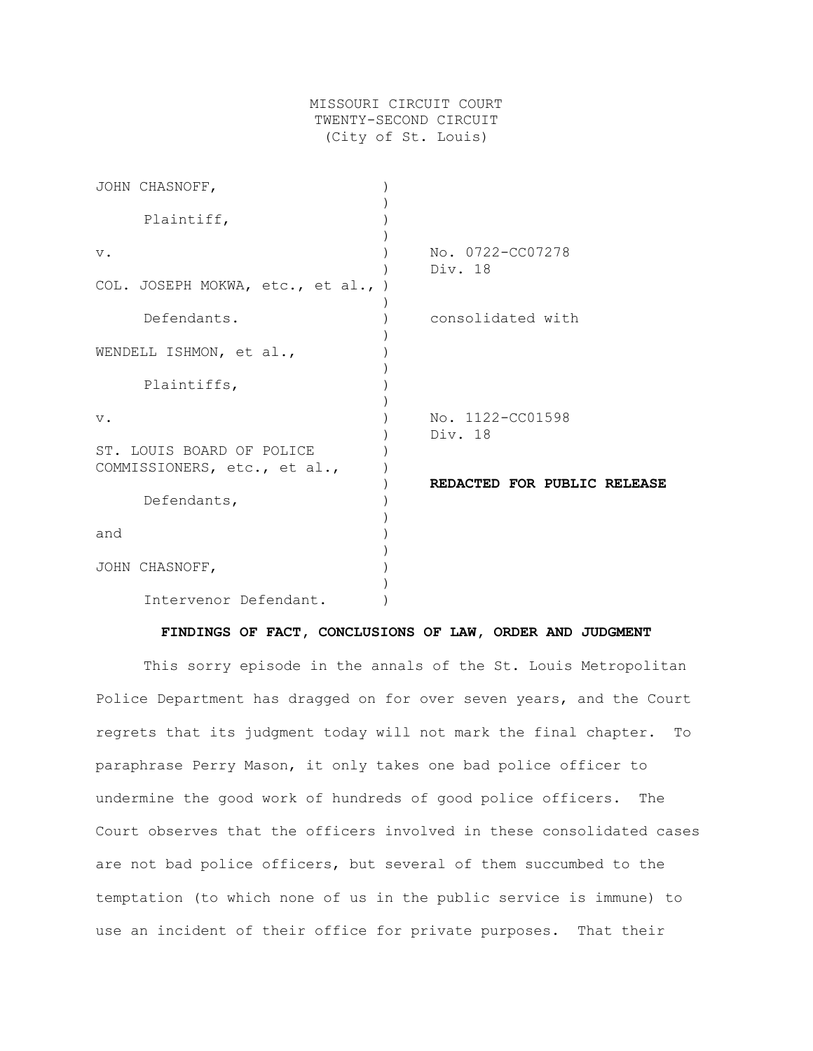MISSOURI CIRCUIT COURT
TWENTY-SECOND CIRCUIT
(City of St. Louis)

| | | |
|---|---|---|
| JOHN CHASNOFF, | ) | |
| Plaintiff, | ) | |
| v. | ) | No. 0722-CC07278 |
| | ) | Div. 18 |
| COL. JOSEPH MOKWA, etc., et al., | ) | |
| Defendants. | ) | consolidated with |
| WENDELL ISHMON, et al., | ) | |
| Plaintiffs, | ) | |
| v. | ) | No. 1122-CC01598 |
| | ) | Div. 18 |
| ST. LOUIS BOARD OF POLICE COMMISSIONERS, etc., et al., | ) | |
| | ) | **REDACTED FOR PUBLIC RELEASE** |
| Defendants, | ) | |
| and | ) | |
| JOHN CHASNOFF, | ) | |
| Intervenor Defendant. | ) | |

**FINDINGS OF FACT, CONCLUSIONS OF LAW, ORDER AND JUDGMENT**

This sorry episode in the annals of the St. Louis Metropolitan Police Department has dragged on for over seven years, and the Court regrets that its judgment today will not mark the final chapter. To paraphrase Perry Mason, it only takes one bad police officer to undermine the good work of hundreds of good police officers. The Court observes that the officers involved in these consolidated cases are not bad police officers, but several of them succumbed to the temptation (to which none of us in the public service is immune) to use an incident of their office for private purposes. That their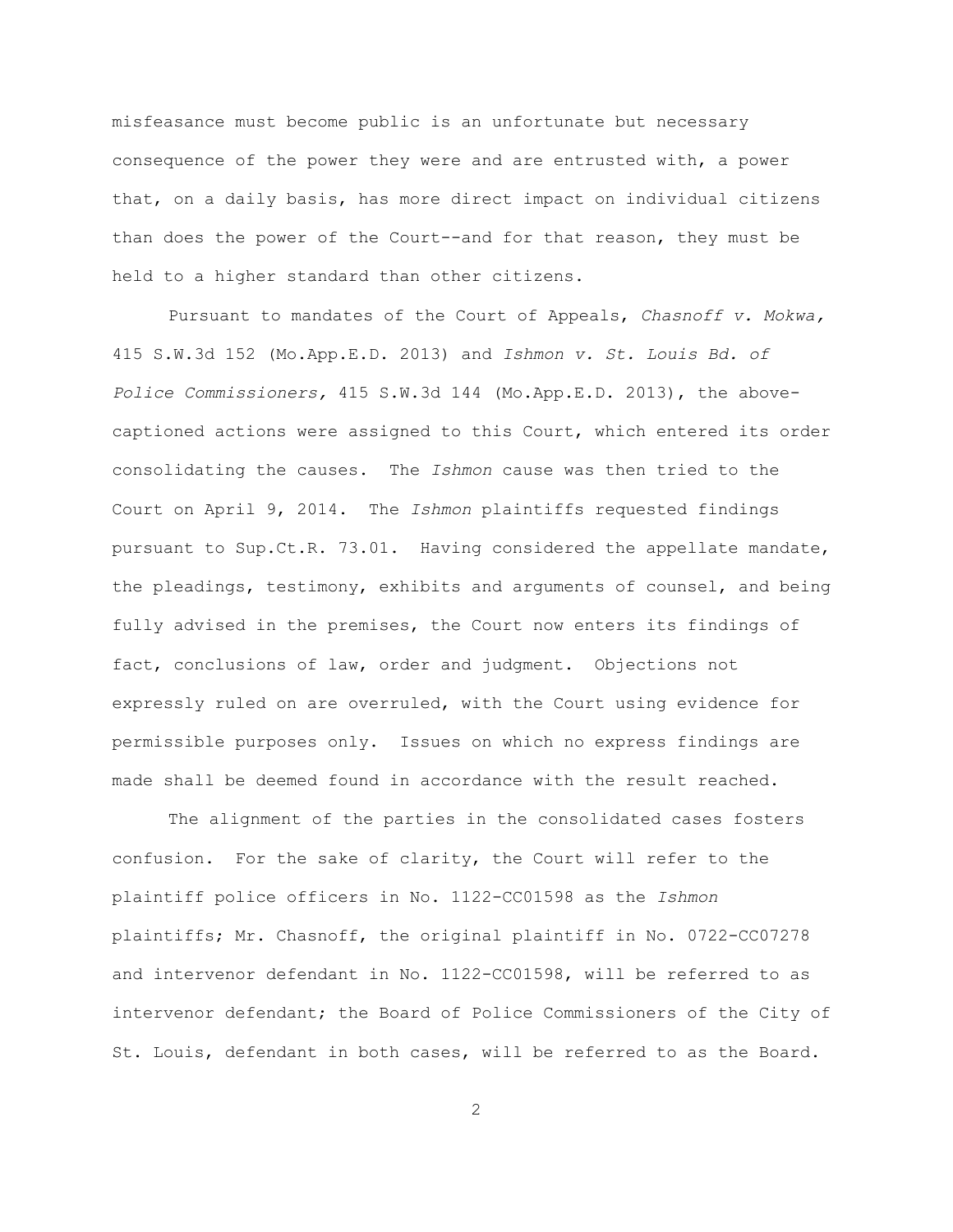misfeasance must become public is an unfortunate but necessary consequence of the power they were and are entrusted with, a power that, on a daily basis, has more direct impact on individual citizens than does the power of the Court--and for that reason, they must be held to a higher standard than other citizens.

Pursuant to mandates of the Court of Appeals, *Chasnoff v. Mokwa,* 415 S.W.3d 152 (Mo.App.E.D. 2013) and *Ishmon v. St. Louis Bd. of Police Commissioners,* 415 S.W.3d 144 (Mo.App.E.D. 2013), the above-captioned actions were assigned to this Court, which entered its order consolidating the causes. The *Ishmon* cause was then tried to the Court on April 9, 2014. The *Ishmon* plaintiffs requested findings pursuant to Sup.Ct.R. 73.01. Having considered the appellate mandate, the pleadings, testimony, exhibits and arguments of counsel, and being fully advised in the premises, the Court now enters its findings of fact, conclusions of law, order and judgment. Objections not expressly ruled on are overruled, with the Court using evidence for permissible purposes only. Issues on which no express findings are made shall be deemed found in accordance with the result reached.

The alignment of the parties in the consolidated cases fosters confusion. For the sake of clarity, the Court will refer to the plaintiff police officers in No. 1122-CC01598 as the *Ishmon* plaintiffs; Mr. Chasnoff, the original plaintiff in No. 0722-CC07278 and intervenor defendant in No. 1122-CC01598, will be referred to as intervenor defendant; the Board of Police Commissioners of the City of St. Louis, defendant in both cases, will be referred to as the Board.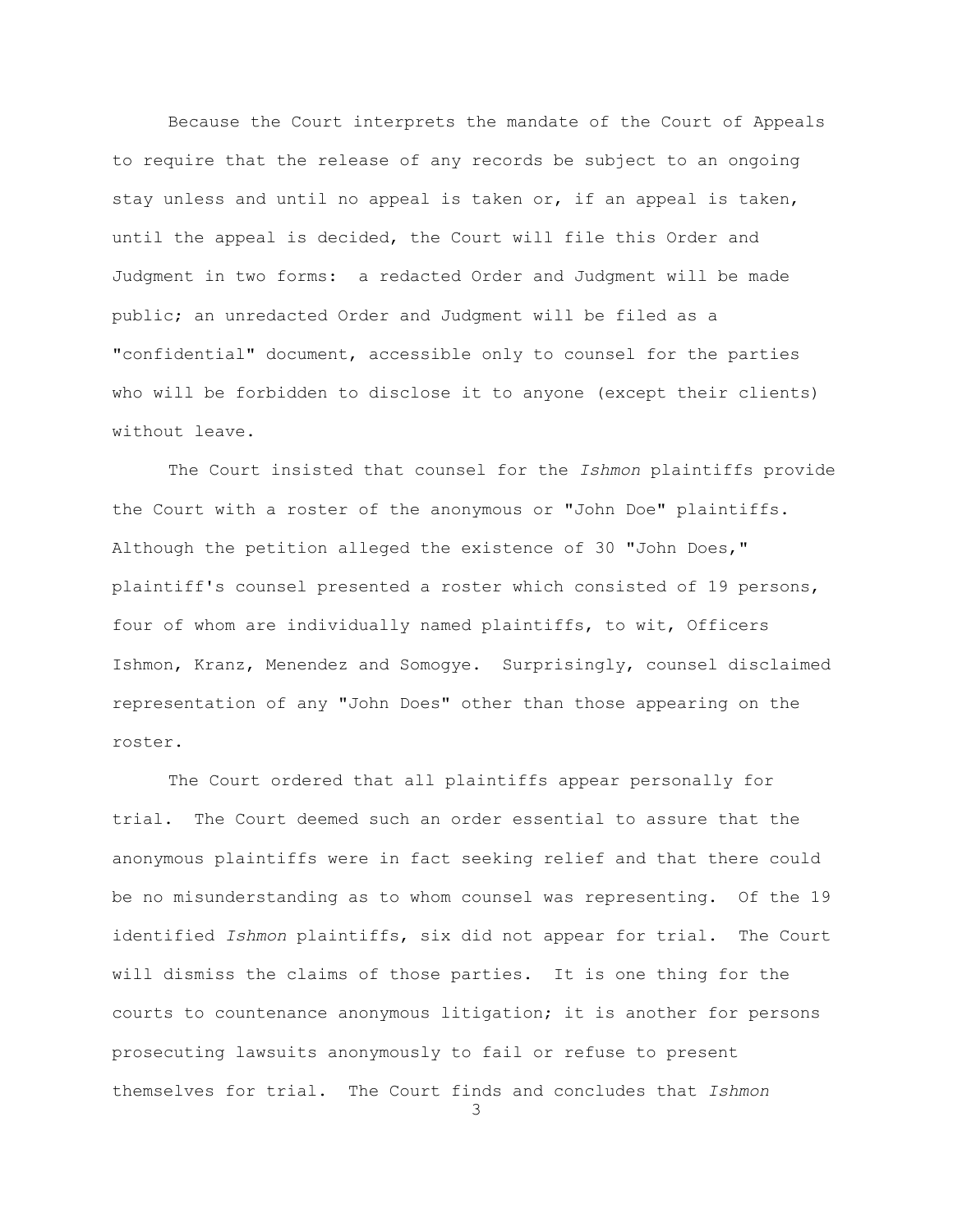Because the Court interprets the mandate of the Court of Appeals to require that the release of any records be subject to an ongoing stay unless and until no appeal is taken or, if an appeal is taken, until the appeal is decided, the Court will file this Order and Judgment in two forms: a redacted Order and Judgment will be made public; an unredacted Order and Judgment will be filed as a "confidential" document, accessible only to counsel for the parties who will be forbidden to disclose it to anyone (except their clients) without leave.

The Court insisted that counsel for the *Ishmon* plaintiffs provide the Court with a roster of the anonymous or "John Doe" plaintiffs. Although the petition alleged the existence of 30 "John Does," plaintiff's counsel presented a roster which consisted of 19 persons, four of whom are individually named plaintiffs, to wit, Officers Ishmon, Kranz, Menendez and Somogye. Surprisingly, counsel disclaimed representation of any "John Does" other than those appearing on the roster.

The Court ordered that all plaintiffs appear personally for trial. The Court deemed such an order essential to assure that the anonymous plaintiffs were in fact seeking relief and that there could be no misunderstanding as to whom counsel was representing. Of the 19 identified *Ishmon* plaintiffs, six did not appear for trial. The Court will dismiss the claims of those parties. It is one thing for the courts to countenance anonymous litigation; it is another for persons prosecuting lawsuits anonymously to fail or refuse to present themselves for trial. The Court finds and concludes that *Ishmon*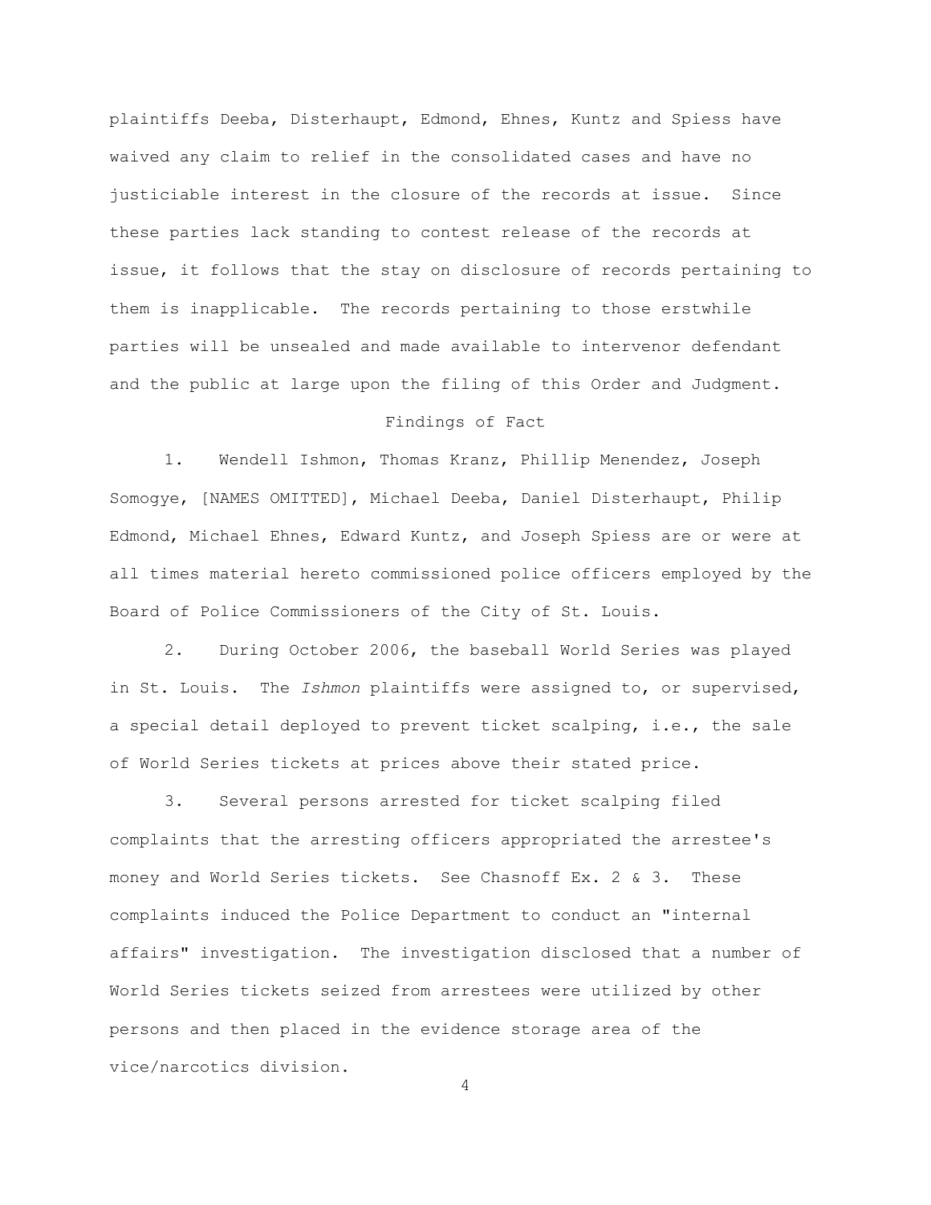plaintiffs Deeba, Disterhaupt, Edmond, Ehnes, Kuntz and Spiess have waived any claim to relief in the consolidated cases and have no justiciable interest in the closure of the records at issue. Since these parties lack standing to contest release of the records at issue, it follows that the stay on disclosure of records pertaining to them is inapplicable. The records pertaining to those erstwhile parties will be unsealed and made available to intervenor defendant and the public at large upon the filing of this Order and Judgment.

## Findings of Fact

1. Wendell Ishmon, Thomas Kranz, Phillip Menendez, Joseph Somogye, [NAMES OMITTED], Michael Deeba, Daniel Disterhaupt, Philip Edmond, Michael Ehnes, Edward Kuntz, and Joseph Spiess are or were at all times material hereto commissioned police officers employed by the Board of Police Commissioners of the City of St. Louis.

2. During October 2006, the baseball World Series was played in St. Louis. The *Ishmon* plaintiffs were assigned to, or supervised, a special detail deployed to prevent ticket scalping, i.e., the sale of World Series tickets at prices above their stated price.

3. Several persons arrested for ticket scalping filed complaints that the arresting officers appropriated the arrestee's money and World Series tickets. See Chasnoff Ex. 2 & 3. These complaints induced the Police Department to conduct an "internal affairs" investigation. The investigation disclosed that a number of World Series tickets seized from arrestees were utilized by other persons and then placed in the evidence storage area of the vice/narcotics division.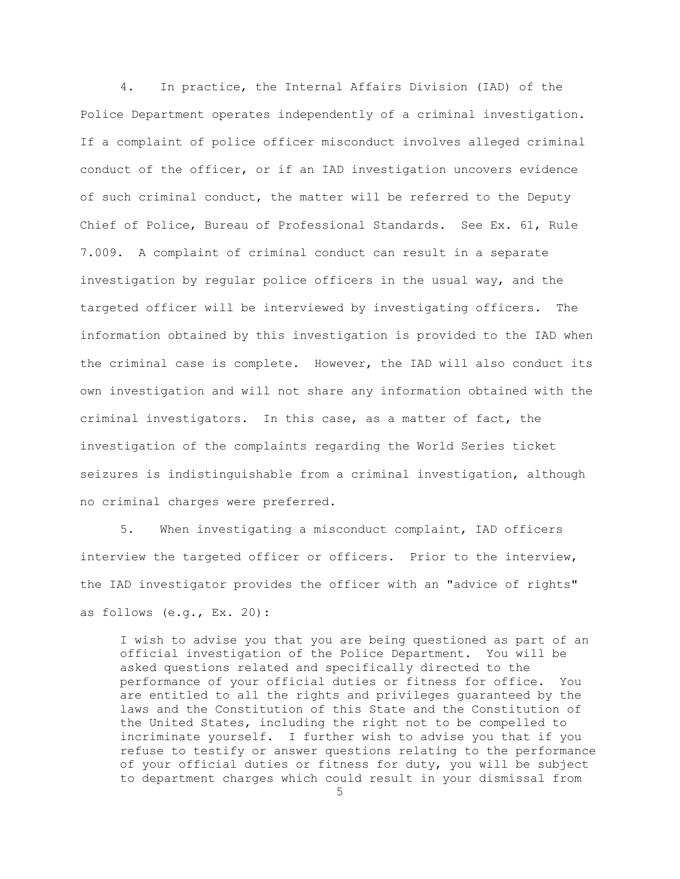4. In practice, the Internal Affairs Division (IAD) of the Police Department operates independently of a criminal investigation. If a complaint of police officer misconduct involves alleged criminal conduct of the officer, or if an IAD investigation uncovers evidence of such criminal conduct, the matter will be referred to the Deputy Chief of Police, Bureau of Professional Standards. See Ex. 61, Rule 7.009. A complaint of criminal conduct can result in a separate investigation by regular police officers in the usual way, and the targeted officer will be interviewed by investigating officers. The information obtained by this investigation is provided to the IAD when the criminal case is complete. However, the IAD will also conduct its own investigation and will not share any information obtained with the criminal investigators. In this case, as a matter of fact, the investigation of the complaints regarding the World Series ticket seizures is indistinguishable from a criminal investigation, although no criminal charges were preferred.

5. When investigating a misconduct complaint, IAD officers interview the targeted officer or officers. Prior to the interview, the IAD investigator provides the officer with an "advice of rights" as follows (e.g., Ex. 20):

> I wish to advise you that you are being questioned as part of an official investigation of the Police Department. You will be asked questions related and specifically directed to the performance of your official duties or fitness for office. You are entitled to all the rights and privileges guaranteed by the laws and the Constitution of this State and the Constitution of the United States, including the right not to be compelled to incriminate yourself. I further wish to advise you that if you refuse to testify or answer questions relating to the performance of your official duties or fitness for duty, you will be subject to department charges which could result in your dismissal from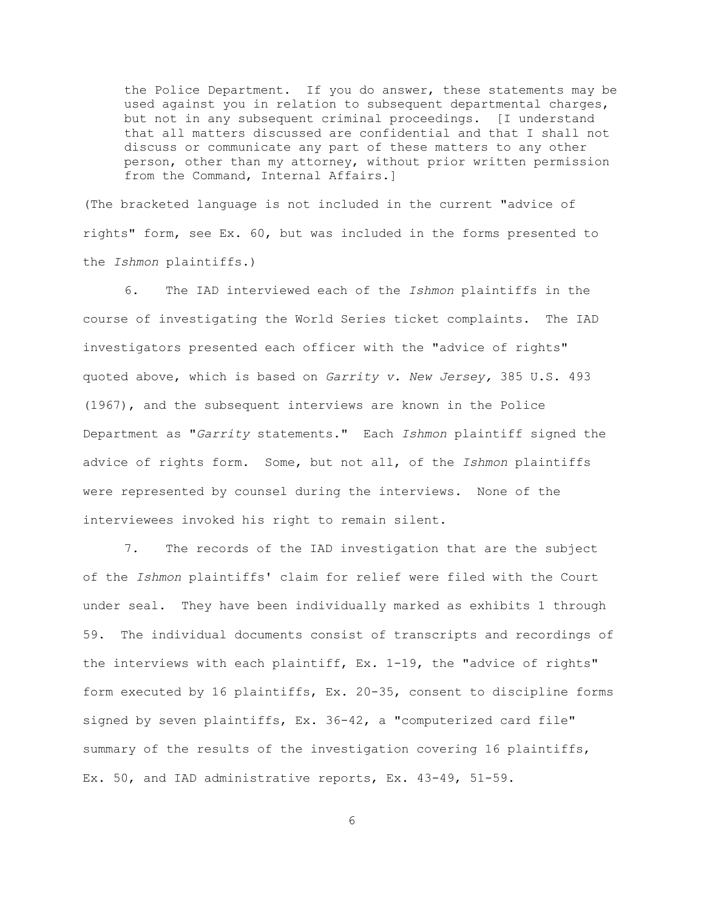> the Police Department. If you do answer, these statements may be used against you in relation to subsequent departmental charges, but not in any subsequent criminal proceedings. [I understand that all matters discussed are confidential and that I shall not discuss or communicate any part of these matters to any other person, other than my attorney, without prior written permission from the Command, Internal Affairs.]

(The bracketed language is not included in the current "advice of rights" form, see Ex. 60, but was included in the forms presented to the *Ishmon* plaintiffs.)

6. The IAD interviewed each of the *Ishmon* plaintiffs in the course of investigating the World Series ticket complaints. The IAD investigators presented each officer with the "advice of rights" quoted above, which is based on *Garrity v. New Jersey,* 385 U.S. 493 (1967), and the subsequent interviews are known in the Police Department as "*Garrity* statements." Each *Ishmon* plaintiff signed the advice of rights form. Some, but not all, of the *Ishmon* plaintiffs were represented by counsel during the interviews. None of the interviewees invoked his right to remain silent.

7. The records of the IAD investigation that are the subject of the *Ishmon* plaintiffs' claim for relief were filed with the Court under seal. They have been individually marked as exhibits 1 through 59. The individual documents consist of transcripts and recordings of the interviews with each plaintiff, Ex. 1-19, the "advice of rights" form executed by 16 plaintiffs, Ex. 20-35, consent to discipline forms signed by seven plaintiffs, Ex. 36-42, a "computerized card file" summary of the results of the investigation covering 16 plaintiffs, Ex. 50, and IAD administrative reports, Ex. 43-49, 51-59.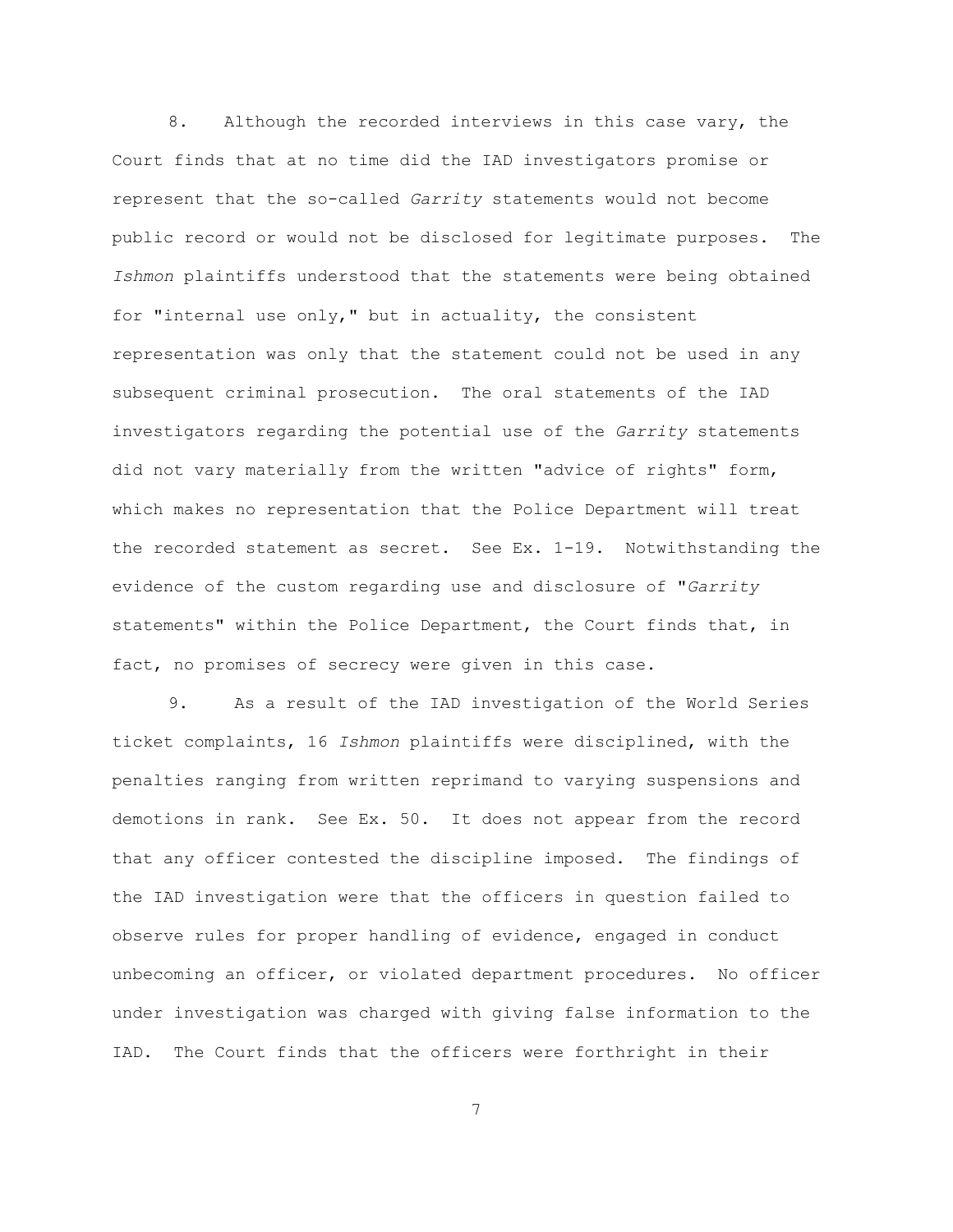8. Although the recorded interviews in this case vary, the Court finds that at no time did the IAD investigators promise or represent that the so-called *Garrity* statements would not become public record or would not be disclosed for legitimate purposes. The *Ishmon* plaintiffs understood that the statements were being obtained for "internal use only," but in actuality, the consistent representation was only that the statement could not be used in any subsequent criminal prosecution. The oral statements of the IAD investigators regarding the potential use of the *Garrity* statements did not vary materially from the written "advice of rights" form, which makes no representation that the Police Department will treat the recorded statement as secret. See Ex. 1-19. Notwithstanding the evidence of the custom regarding use and disclosure of "*Garrity* statements" within the Police Department, the Court finds that, in fact, no promises of secrecy were given in this case.

9. As a result of the IAD investigation of the World Series ticket complaints, 16 *Ishmon* plaintiffs were disciplined, with the penalties ranging from written reprimand to varying suspensions and demotions in rank. See Ex. 50. It does not appear from the record that any officer contested the discipline imposed. The findings of the IAD investigation were that the officers in question failed to observe rules for proper handling of evidence, engaged in conduct unbecoming an officer, or violated department procedures. No officer under investigation was charged with giving false information to the IAD. The Court finds that the officers were forthright in their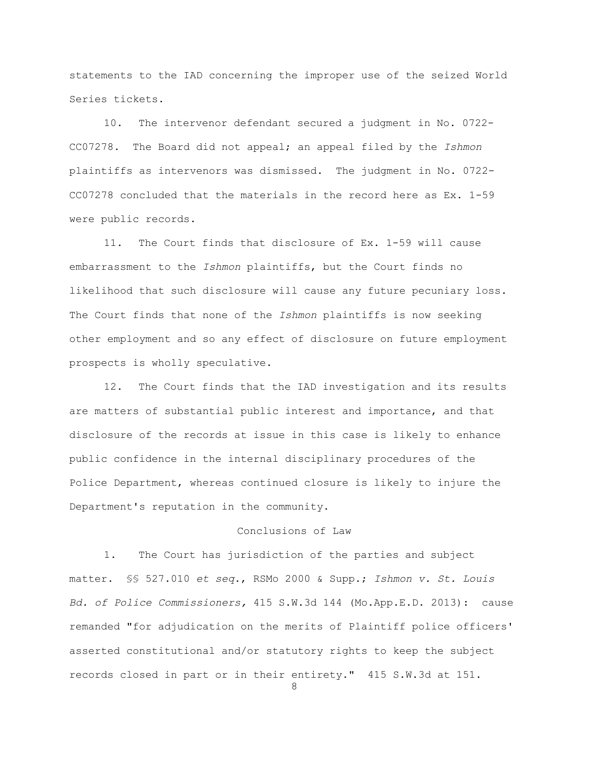statements to the IAD concerning the improper use of the seized World Series tickets.

10. The intervenor defendant secured a judgment in No. 0722-CC07278. The Board did not appeal; an appeal filed by the *Ishmon* plaintiffs as intervenors was dismissed. The judgment in No. 0722-CC07278 concluded that the materials in the record here as Ex. 1-59 were public records.

11. The Court finds that disclosure of Ex. 1-59 will cause embarrassment to the *Ishmon* plaintiffs, but the Court finds no likelihood that such disclosure will cause any future pecuniary loss. The Court finds that none of the *Ishmon* plaintiffs is now seeking other employment and so any effect of disclosure on future employment prospects is wholly speculative.

12. The Court finds that the IAD investigation and its results are matters of substantial public interest and importance, and that disclosure of the records at issue in this case is likely to enhance public confidence in the internal disciplinary procedures of the Police Department, whereas continued closure is likely to injure the Department's reputation in the community.

## Conclusions of Law

1. The Court has jurisdiction of the parties and subject matter. §§ 527.010 *et seq.*, RSMo 2000 & Supp.; *Ishmon v. St. Louis Bd. of Police Commissioners,* 415 S.W.3d 144 (Mo.App.E.D. 2013): cause remanded "for adjudication on the merits of Plaintiff police officers' asserted constitutional and/or statutory rights to keep the subject records closed in part or in their entirety." 415 S.W.3d at 151.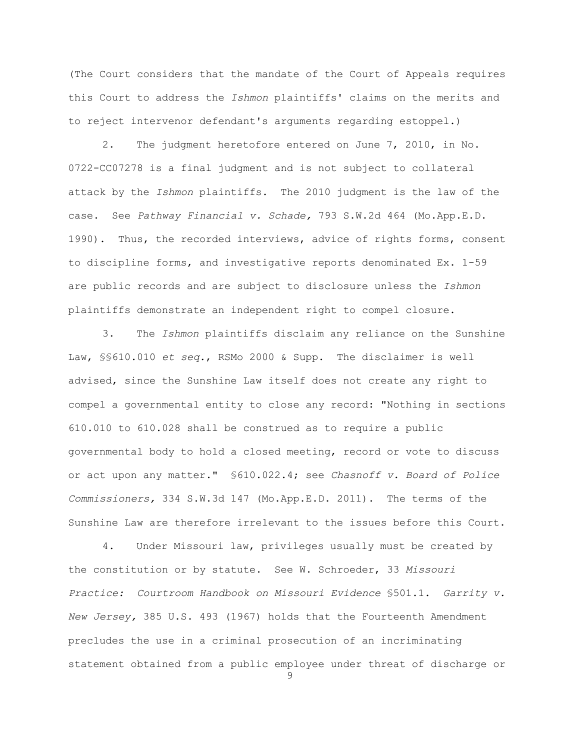(The Court considers that the mandate of the Court of Appeals requires this Court to address the *Ishmon* plaintiffs' claims on the merits and to reject intervenor defendant's arguments regarding estoppel.)

2. The judgment heretofore entered on June 7, 2010, in No. 0722-CC07278 is a final judgment and is not subject to collateral attack by the *Ishmon* plaintiffs. The 2010 judgment is the law of the case. See *Pathway Financial v. Schade,* 793 S.W.2d 464 (Mo.App.E.D. 1990). Thus, the recorded interviews, advice of rights forms, consent to discipline forms, and investigative reports denominated Ex. 1-59 are public records and are subject to disclosure unless the *Ishmon* plaintiffs demonstrate an independent right to compel closure.

3. The *Ishmon* plaintiffs disclaim any reliance on the Sunshine Law, §§610.010 *et seq.*, RSMo 2000 & Supp. The disclaimer is well advised, since the Sunshine Law itself does not create any right to compel a governmental entity to close any record: "Nothing in sections 610.010 to 610.028 shall be construed as to require a public governmental body to hold a closed meeting, record or vote to discuss or act upon any matter." §610.022.4; see *Chasnoff v. Board of Police Commissioners,* 334 S.W.3d 147 (Mo.App.E.D. 2011). The terms of the Sunshine Law are therefore irrelevant to the issues before this Court.

4. Under Missouri law, privileges usually must be created by the constitution or by statute. See W. Schroeder, 33 *Missouri Practice: Courtroom Handbook on Missouri Evidence* §501.1. *Garrity v. New Jersey,* 385 U.S. 493 (1967) holds that the Fourteenth Amendment precludes the use in a criminal prosecution of an incriminating statement obtained from a public employee under threat of discharge or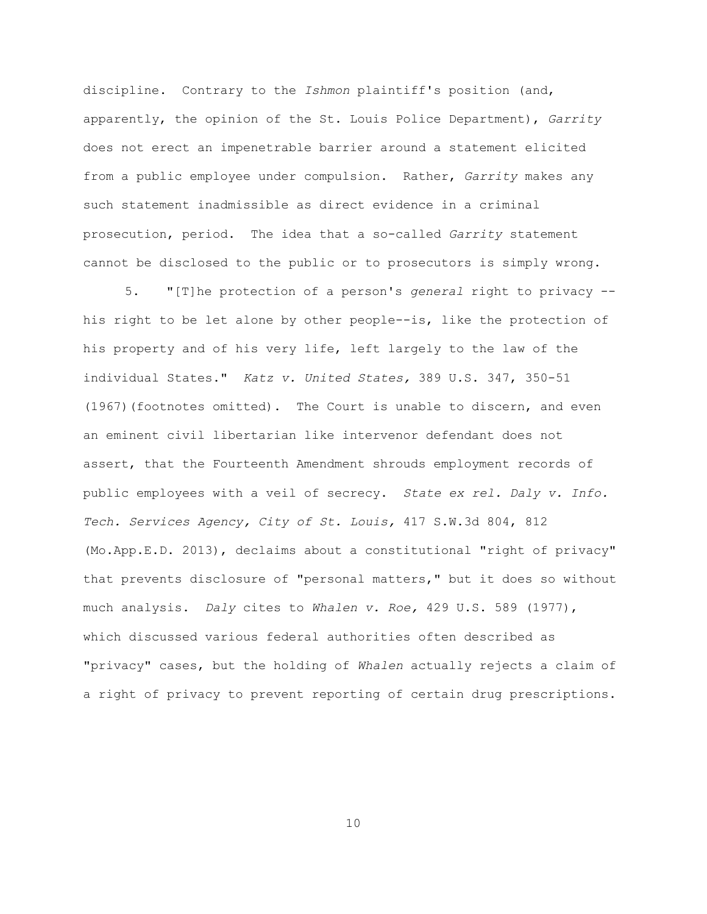discipline. Contrary to the *Ishmon* plaintiff's position (and, apparently, the opinion of the St. Louis Police Department), *Garrity* does not erect an impenetrable barrier around a statement elicited from a public employee under compulsion. Rather, *Garrity* makes any such statement inadmissible as direct evidence in a criminal prosecution, period. The idea that a so-called *Garrity* statement cannot be disclosed to the public or to prosecutors is simply wrong.

5. "[T]he protection of a person's *general* right to privacy --his right to be let alone by other people--is, like the protection of his property and of his very life, left largely to the law of the individual States." *Katz v. United States,* 389 U.S. 347, 350-51 (1967)(footnotes omitted). The Court is unable to discern, and even an eminent civil libertarian like intervenor defendant does not assert, that the Fourteenth Amendment shrouds employment records of public employees with a veil of secrecy. *State ex rel. Daly v. Info. Tech. Services Agency, City of St. Louis,* 417 S.W.3d 804, 812 (Mo.App.E.D. 2013), declaims about a constitutional "right of privacy" that prevents disclosure of "personal matters," but it does so without much analysis. *Daly* cites to *Whalen v. Roe,* 429 U.S. 589 (1977), which discussed various federal authorities often described as "privacy" cases, but the holding of *Whalen* actually rejects a claim of a right of privacy to prevent reporting of certain drug prescriptions.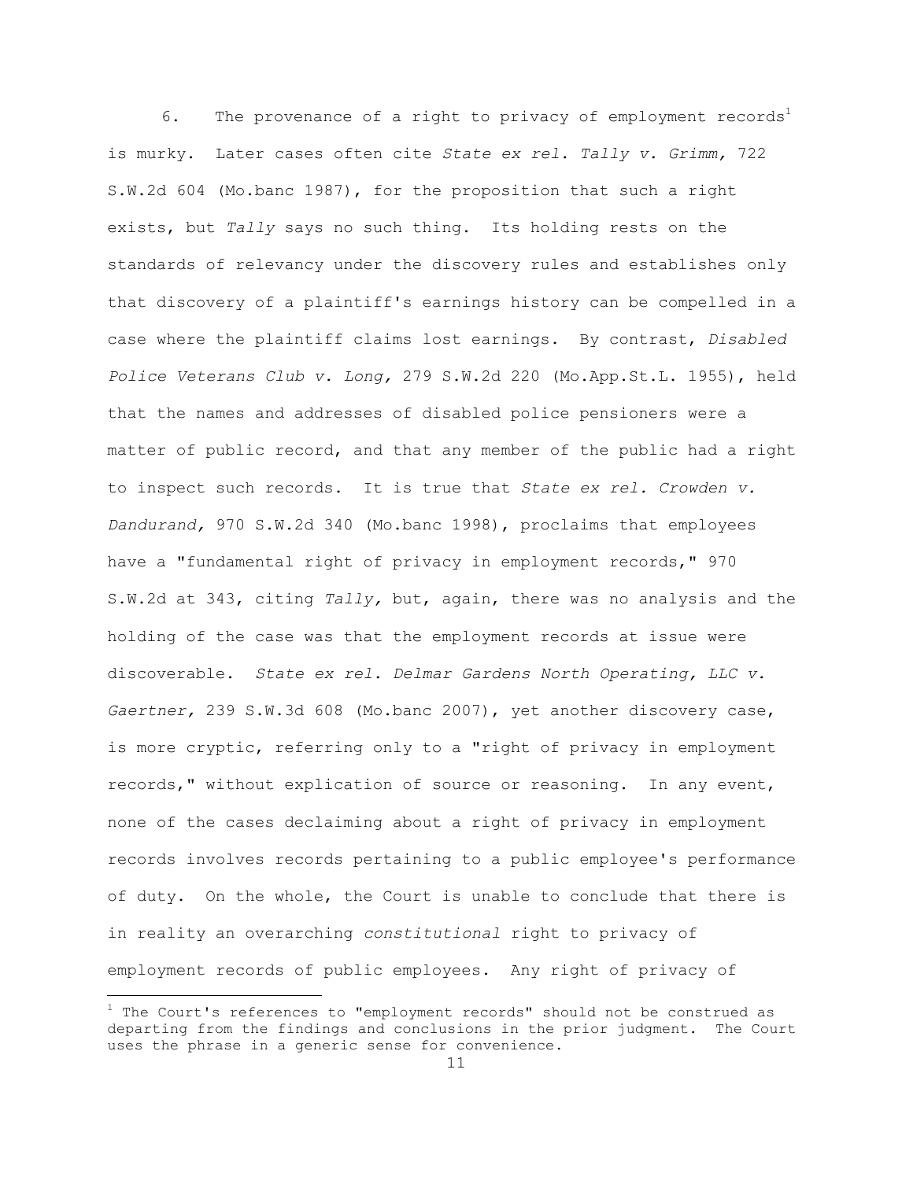6. The provenance of a right to privacy of employment records[1] is murky. Later cases often cite *State ex rel. Tally v. Grimm,* 722 S.W.2d 604 (Mo.banc 1987), for the proposition that such a right exists, but *Tally* says no such thing. Its holding rests on the standards of relevancy under the discovery rules and establishes only that discovery of a plaintiff's earnings history can be compelled in a case where the plaintiff claims lost earnings. By contrast, *Disabled Police Veterans Club v. Long,* 279 S.W.2d 220 (Mo.App.St.L. 1955), held that the names and addresses of disabled police pensioners were a matter of public record, and that any member of the public had a right to inspect such records. It is true that *State ex rel. Crowden v. Dandurand,* 970 S.W.2d 340 (Mo.banc 1998), proclaims that employees have a "fundamental right of privacy in employment records," 970 S.W.2d at 343, citing *Tally,* but, again, there was no analysis and the holding of the case was that the employment records at issue were discoverable. *State ex rel. Delmar Gardens North Operating, LLC v. Gaertner,* 239 S.W.3d 608 (Mo.banc 2007), yet another discovery case, is more cryptic, referring only to a "right of privacy in employment records," without explication of source or reasoning. In any event, none of the cases declaiming about a right of privacy in employment records involves records pertaining to a public employee's performance of duty. On the whole, the Court is unable to conclude that there is in reality an overarching *constitutional* right to privacy of employment records of public employees. Any right of privacy of

[1] The Court's references to "employment records" should not be construed as departing from the findings and conclusions in the prior judgment. The Court uses the phrase in a generic sense for convenience.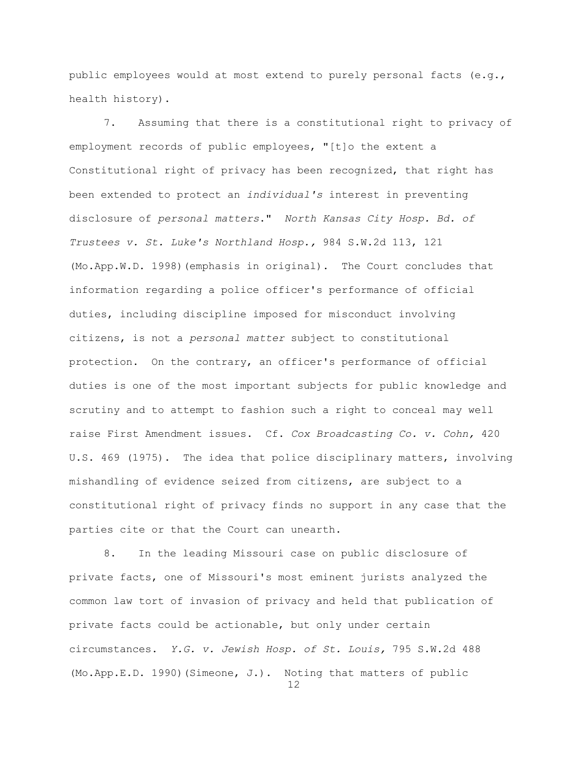public employees would at most extend to purely personal facts (e.g., health history).

7. Assuming that there is a constitutional right to privacy of employment records of public employees, "[t]o the extent a Constitutional right of privacy has been recognized, that right has been extended to protect an *individual's* interest in preventing disclosure of *personal matters*." *North Kansas City Hosp. Bd. of Trustees v. St. Luke's Northland Hosp.,* 984 S.W.2d 113, 121 (Mo.App.W.D. 1998)(emphasis in original). The Court concludes that information regarding a police officer's performance of official duties, including discipline imposed for misconduct involving citizens, is not a *personal matter* subject to constitutional protection. On the contrary, an officer's performance of official duties is one of the most important subjects for public knowledge and scrutiny and to attempt to fashion such a right to conceal may well raise First Amendment issues. Cf. *Cox Broadcasting Co. v. Cohn,* 420 U.S. 469 (1975). The idea that police disciplinary matters, involving mishandling of evidence seized from citizens, are subject to a constitutional right of privacy finds no support in any case that the parties cite or that the Court can unearth.

8. In the leading Missouri case on public disclosure of private facts, one of Missouri's most eminent jurists analyzed the common law tort of invasion of privacy and held that publication of private facts could be actionable, but only under certain circumstances. *Y.G. v. Jewish Hosp. of St. Louis,* 795 S.W.2d 488 (Mo.App.E.D. 1990)(Simeone, J.). Noting that matters of public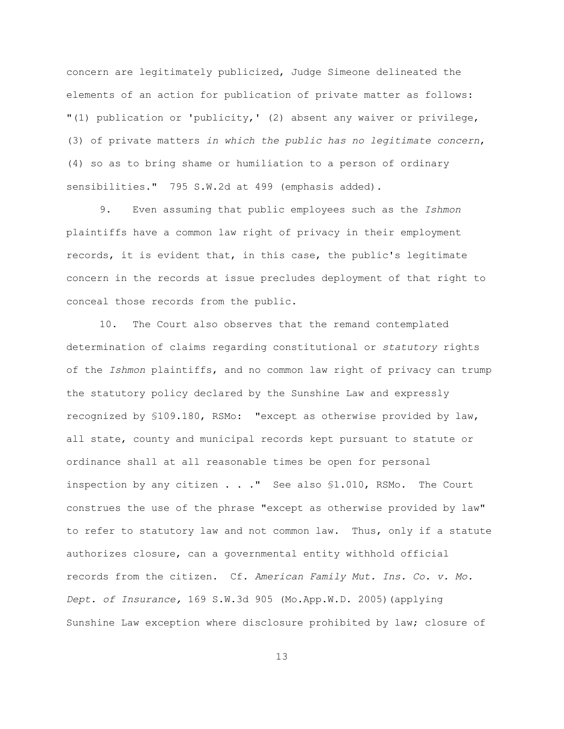concern are legitimately publicized, Judge Simeone delineated the elements of an action for publication of private matter as follows: "(1) publication or 'publicity,' (2) absent any waiver or privilege, (3) of private matters *in which the public has no legitimate concern*, (4) so as to bring shame or humiliation to a person of ordinary sensibilities." 795 S.W.2d at 499 (emphasis added).

9. Even assuming that public employees such as the *Ishmon* plaintiffs have a common law right of privacy in their employment records, it is evident that, in this case, the public's legitimate concern in the records at issue precludes deployment of that right to conceal those records from the public.

10. The Court also observes that the remand contemplated determination of claims regarding constitutional or *statutory* rights of the *Ishmon* plaintiffs, and no common law right of privacy can trump the statutory policy declared by the Sunshine Law and expressly recognized by §109.180, RSMo: "except as otherwise provided by law, all state, county and municipal records kept pursuant to statute or ordinance shall at all reasonable times be open for personal inspection by any citizen . . ." See also §1.010, RSMo. The Court construes the use of the phrase "except as otherwise provided by law" to refer to statutory law and not common law. Thus, only if a statute authorizes closure, can a governmental entity withhold official records from the citizen. Cf. *American Family Mut. Ins. Co. v. Mo. Dept. of Insurance,* 169 S.W.3d 905 (Mo.App.W.D. 2005)(applying Sunshine Law exception where disclosure prohibited by law; closure of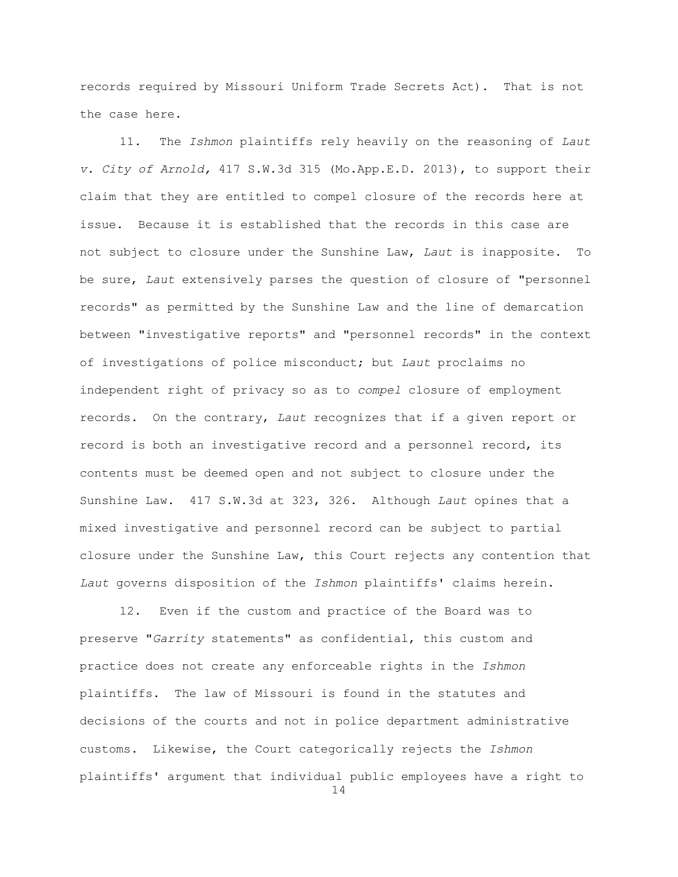records required by Missouri Uniform Trade Secrets Act). That is not the case here.

11. The *Ishmon* plaintiffs rely heavily on the reasoning of *Laut v. City of Arnold,* 417 S.W.3d 315 (Mo.App.E.D. 2013), to support their claim that they are entitled to compel closure of the records here at issue. Because it is established that the records in this case are not subject to closure under the Sunshine Law, *Laut* is inapposite. To be sure, *Laut* extensively parses the question of closure of "personnel records" as permitted by the Sunshine Law and the line of demarcation between "investigative reports" and "personnel records" in the context of investigations of police misconduct; but *Laut* proclaims no independent right of privacy so as to *compel* closure of employment records. On the contrary, *Laut* recognizes that if a given report or record is both an investigative record and a personnel record, its contents must be deemed open and not subject to closure under the Sunshine Law. 417 S.W.3d at 323, 326. Although *Laut* opines that a mixed investigative and personnel record can be subject to partial closure under the Sunshine Law, this Court rejects any contention that *Laut* governs disposition of the *Ishmon* plaintiffs' claims herein.

12. Even if the custom and practice of the Board was to preserve "*Garrity* statements" as confidential, this custom and practice does not create any enforceable rights in the *Ishmon* plaintiffs. The law of Missouri is found in the statutes and decisions of the courts and not in police department administrative customs. Likewise, the Court categorically rejects the *Ishmon* plaintiffs' argument that individual public employees have a right to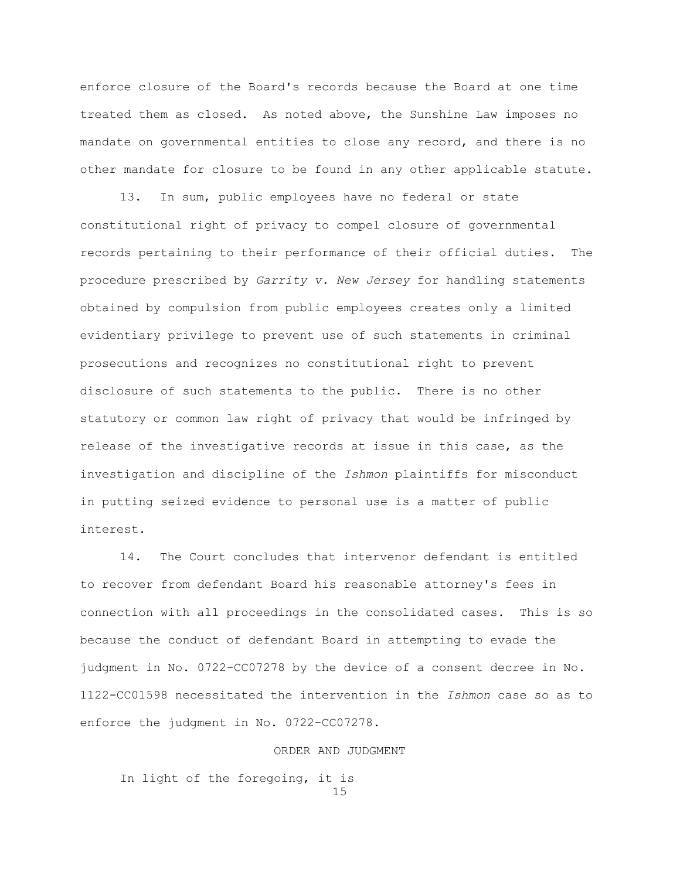enforce closure of the Board's records because the Board at one time treated them as closed. As noted above, the Sunshine Law imposes no mandate on governmental entities to close any record, and there is no other mandate for closure to be found in any other applicable statute.

13. In sum, public employees have no federal or state constitutional right of privacy to compel closure of governmental records pertaining to their performance of their official duties. The procedure prescribed by *Garrity v. New Jersey* for handling statements obtained by compulsion from public employees creates only a limited evidentiary privilege to prevent use of such statements in criminal prosecutions and recognizes no constitutional right to prevent disclosure of such statements to the public. There is no other statutory or common law right of privacy that would be infringed by release of the investigative records at issue in this case, as the investigation and discipline of the *Ishmon* plaintiffs for misconduct in putting seized evidence to personal use is a matter of public interest.

14. The Court concludes that intervenor defendant is entitled to recover from defendant Board his reasonable attorney's fees in connection with all proceedings in the consolidated cases. This is so because the conduct of defendant Board in attempting to evade the judgment in No. 0722-CC07278 by the device of a consent decree in No. 1122-CC01598 necessitated the intervention in the *Ishmon* case so as to enforce the judgment in No. 0722-CC07278.

## ORDER AND JUDGMENT

In light of the foregoing, it is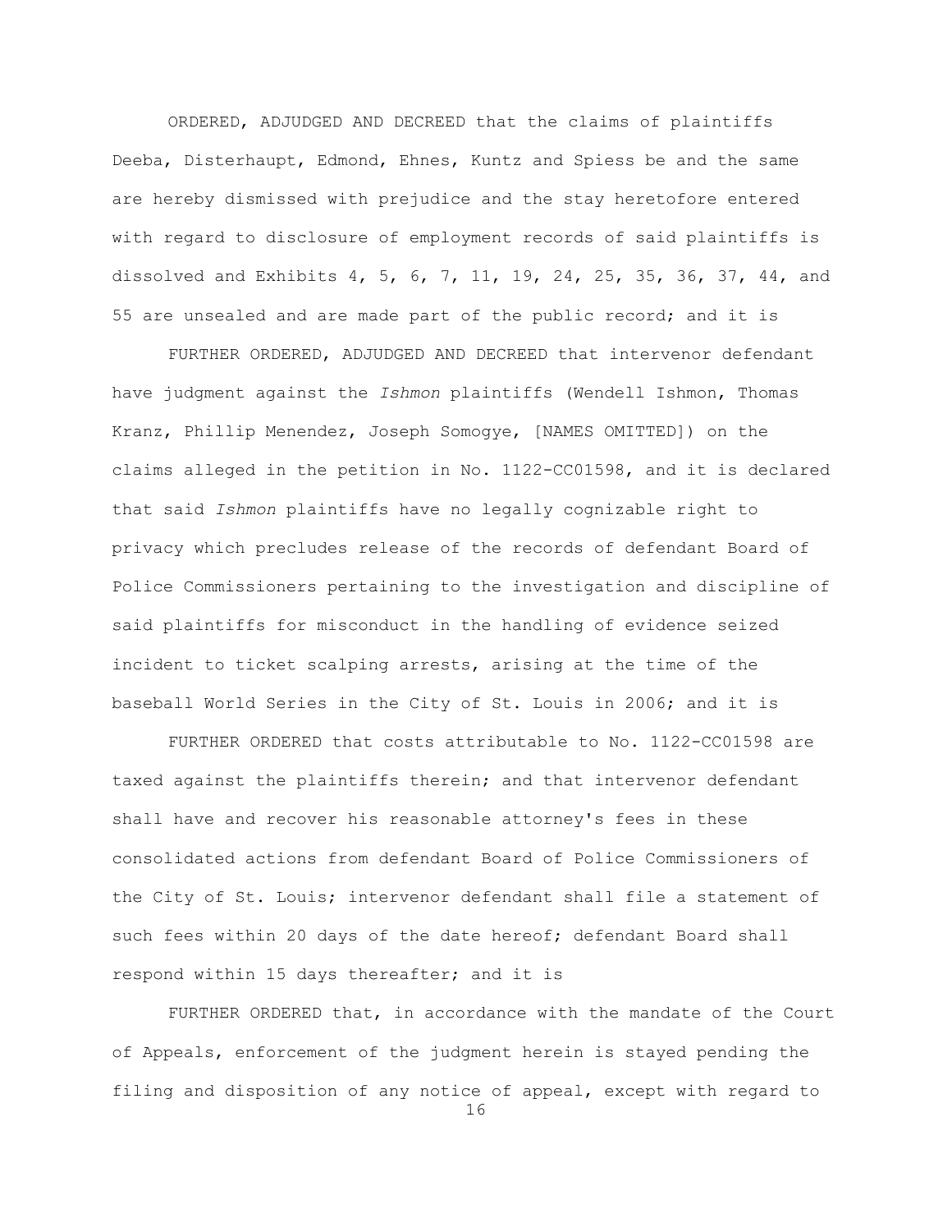ORDERED, ADJUDGED AND DECREED that the claims of plaintiffs Deeba, Disterhaupt, Edmond, Ehnes, Kuntz and Spiess be and the same are hereby dismissed with prejudice and the stay heretofore entered with regard to disclosure of employment records of said plaintiffs is dissolved and Exhibits 4, 5, 6, 7, 11, 19, 24, 25, 35, 36, 37, 44, and 55 are unsealed and are made part of the public record; and it is

FURTHER ORDERED, ADJUDGED AND DECREED that intervenor defendant have judgment against the *Ishmon* plaintiffs (Wendell Ishmon, Thomas Kranz, Phillip Menendez, Joseph Somogye, [NAMES OMITTED]) on the claims alleged in the petition in No. 1122-CC01598, and it is declared that said *Ishmon* plaintiffs have no legally cognizable right to privacy which precludes release of the records of defendant Board of Police Commissioners pertaining to the investigation and discipline of said plaintiffs for misconduct in the handling of evidence seized incident to ticket scalping arrests, arising at the time of the baseball World Series in the City of St. Louis in 2006; and it is

FURTHER ORDERED that costs attributable to No. 1122-CC01598 are taxed against the plaintiffs therein; and that intervenor defendant shall have and recover his reasonable attorney's fees in these consolidated actions from defendant Board of Police Commissioners of the City of St. Louis; intervenor defendant shall file a statement of such fees within 20 days of the date hereof; defendant Board shall respond within 15 days thereafter; and it is

FURTHER ORDERED that, in accordance with the mandate of the Court of Appeals, enforcement of the judgment herein is stayed pending the filing and disposition of any notice of appeal, except with regard to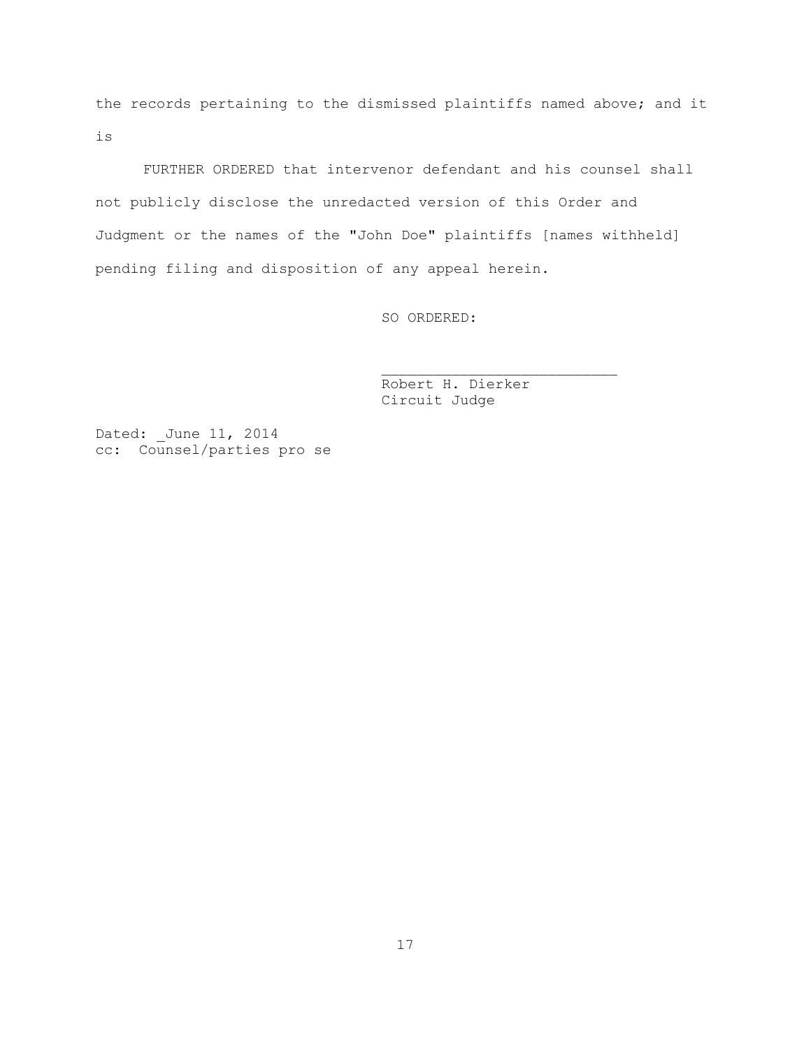the records pertaining to the dismissed plaintiffs named above; and it is

FURTHER ORDERED that intervenor defendant and his counsel shall not publicly disclose the unredacted version of this Order and Judgment or the names of the "John Doe" plaintiffs [names withheld] pending filing and disposition of any appeal herein.

SO ORDERED:

___________________________
Robert H. Dierker
Circuit Judge

Dated: _June 11, 2014
cc: Counsel/parties pro se